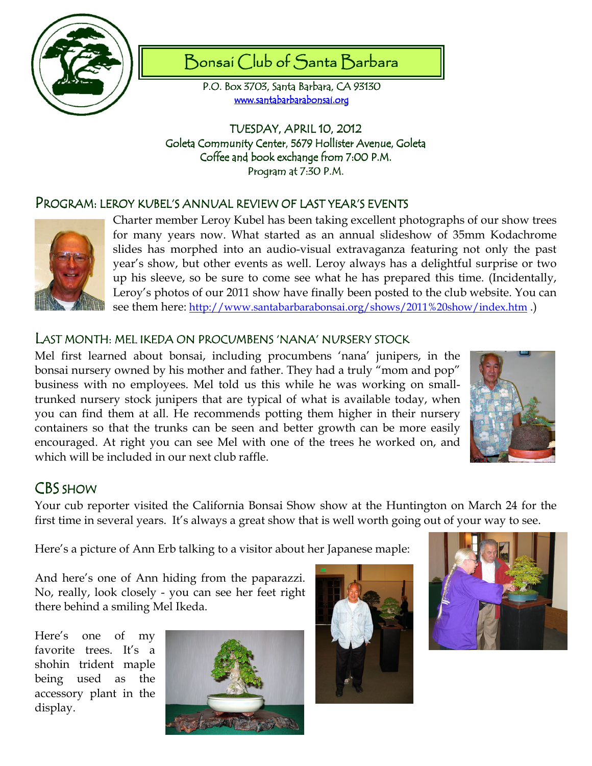# Bonsai Club of Santa Barbara

P.O. Box 3703, Santa Barbara, CA 93130
www.santabarbarabonsai.org

TUESDAY, APRIL 10, 2012
Goleta Community Center, 5679 Hollister Avenue, Goleta
Coffee and book exchange from 7:00 P.M.
Program at 7:30 P.M.

## PROGRAM: LEROY KUBEL'S ANNUAL REVIEW OF LAST YEAR'S EVENTS

Charter member Leroy Kubel has been taking excellent photographs of our show trees for many years now. What started as an annual slideshow of 35mm Kodachrome slides has morphed into an audio-visual extravaganza featuring not only the past year's show, but other events as well. Leroy always has a delightful surprise or two up his sleeve, so be sure to come see what he has prepared this time. (Incidentally, Leroy's photos of our 2011 show have finally been posted to the club website. You can see them here: http://www.santabarbarabonsai.org/shows/2011%20show/index.htm .)

## LAST MONTH: MEL IKEDA ON PROCUMBENS 'NANA' NURSERY STOCK

Mel first learned about bonsai, including procumbens 'nana' junipers, in the bonsai nursery owned by his mother and father. They had a truly "mom and pop" business with no employees. Mel told us this while he was working on small-trunked nursery stock junipers that are typical of what is available today, when you can find them at all. He recommends potting them higher in their nursery containers so that the trunks can be seen and better growth can be more easily encouraged. At right you can see Mel with one of the trees he worked on, and which will be included in our next club raffle.

## CBS SHOW

Your cub reporter visited the California Bonsai Show show at the Huntington on March 24 for the first time in several years. It's always a great show that is well worth going out of your way to see.

Here's a picture of Ann Erb talking to a visitor about her Japanese maple:

And here's one of Ann hiding from the paparazzi. No, really, look closely - you can see her feet right there behind a smiling Mel Ikeda.

Here's one of my favorite trees. It's a shohin trident maple being used as the accessory plant in the display.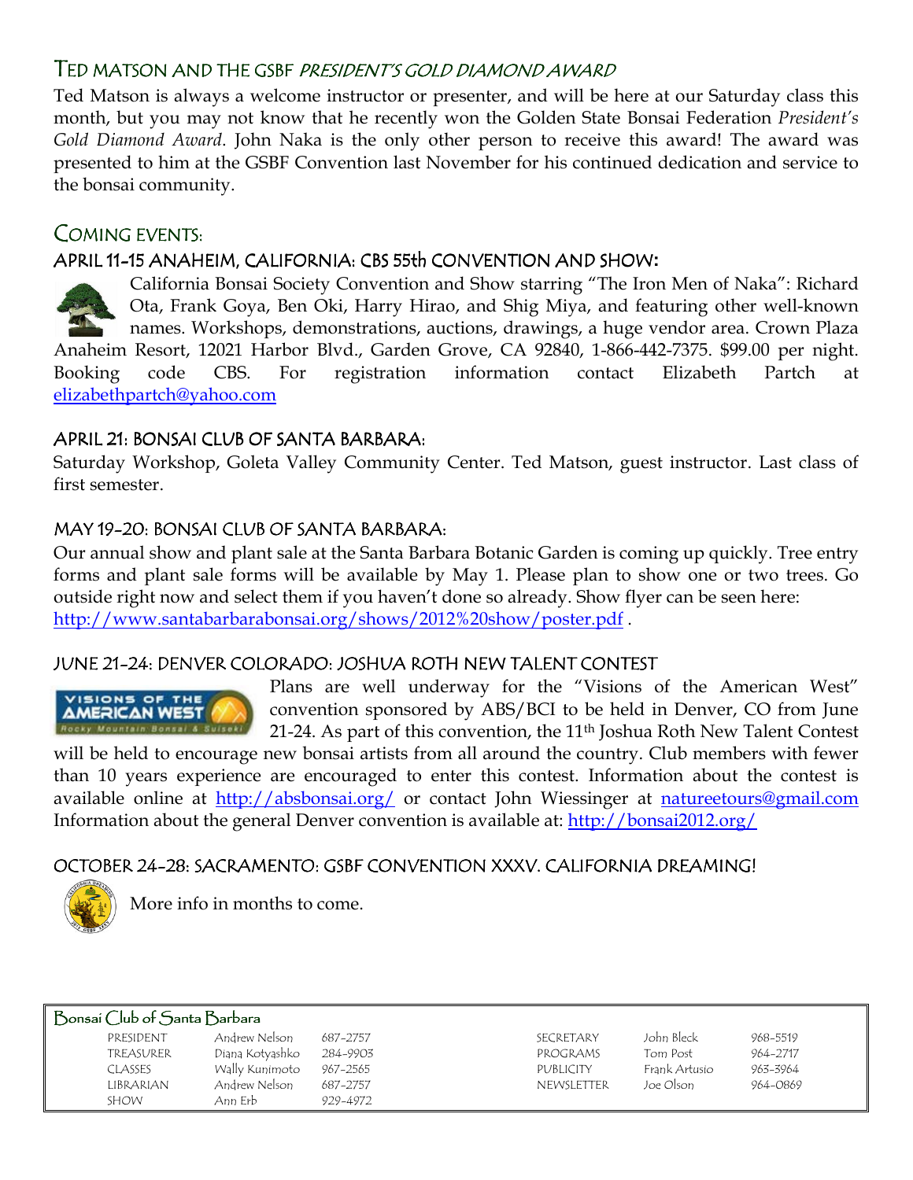## TED MATSON AND THE GSBF *PRESIDENT'S GOLD DIAMOND AWARD*

Ted Matson is always a welcome instructor or presenter, and will be here at our Saturday class this month, but you may not know that he recently won the Golden State Bonsai Federation *President's Gold Diamond Award*. John Naka is the only other person to receive this award! The award was presented to him at the GSBF Convention last November for his continued dedication and service to the bonsai community.

## COMING EVENTS:

### APRIL 11-15 ANAHEIM, CALIFORNIA: CBS 55th CONVENTION AND SHOW:

California Bonsai Society Convention and Show starring "The Iron Men of Naka": Richard Ota, Frank Goya, Ben Oki, Harry Hirao, and Shig Miya, and featuring other well-known names. Workshops, demonstrations, auctions, drawings, a huge vendor area. Crown Plaza Anaheim Resort, 12021 Harbor Blvd., Garden Grove, CA 92840, 1-866-442-7375. $99.00 per night. Booking code CBS. For registration information contact Elizabeth Partch at elizabethpartch@yahoo.com

### APRIL 21: BONSAI CLUB OF SANTA BARBARA:

Saturday Workshop, Goleta Valley Community Center. Ted Matson, guest instructor. Last class of first semester.

### MAY 19-20: BONSAI CLUB OF SANTA BARBARA:

Our annual show and plant sale at the Santa Barbara Botanic Garden is coming up quickly. Tree entry forms and plant sale forms will be available by May 1. Please plan to show one or two trees. Go outside right now and select them if you haven't done so already. Show flyer can be seen here: http://www.santabarbarabonsai.org/shows/2012%20show/poster.pdf .

### JUNE 21-24: DENVER COLORADO: JOSHUA ROTH NEW TALENT CONTEST

Plans are well underway for the "Visions of the American West" convention sponsored by ABS/BCI to be held in Denver, CO from June 21-24. As part of this convention, the 11th Joshua Roth New Talent Contest will be held to encourage new bonsai artists from all around the country. Club members with fewer than 10 years experience are encouraged to enter this contest. Information about the contest is available online at http://absbonsai.org/ or contact John Wiessinger at natureetours@gmail.com Information about the general Denver convention is available at: http://bonsai2012.org/

### OCTOBER 24-28: SACRAMENTO: GSBF CONVENTION XXXV. CALIFORNIA DREAMING!

More info in months to come.

**Bonsai Club of Santa Barbara**

| | | | | | |
|---|---|---|---|---|---|
| PRESIDENT | Andrew Nelson | 687-2757 | SECRETARY | John Bleck | 968-5519 |
| TREASURER | Diana Kotyashko | 284-9903 | PROGRAMS | Tom Post | 964-2717 |
| CLASSES | Wally Kunimoto | 967-2565 | PUBLICITY | Frank Artusio | 963-3964 |
| LIBRARIAN | Andrew Nelson | 687-2757 | NEWSLETTER | Joe Olson | 964-0869 |
| SHOW | Ann Erb | 929-4972 | | | |